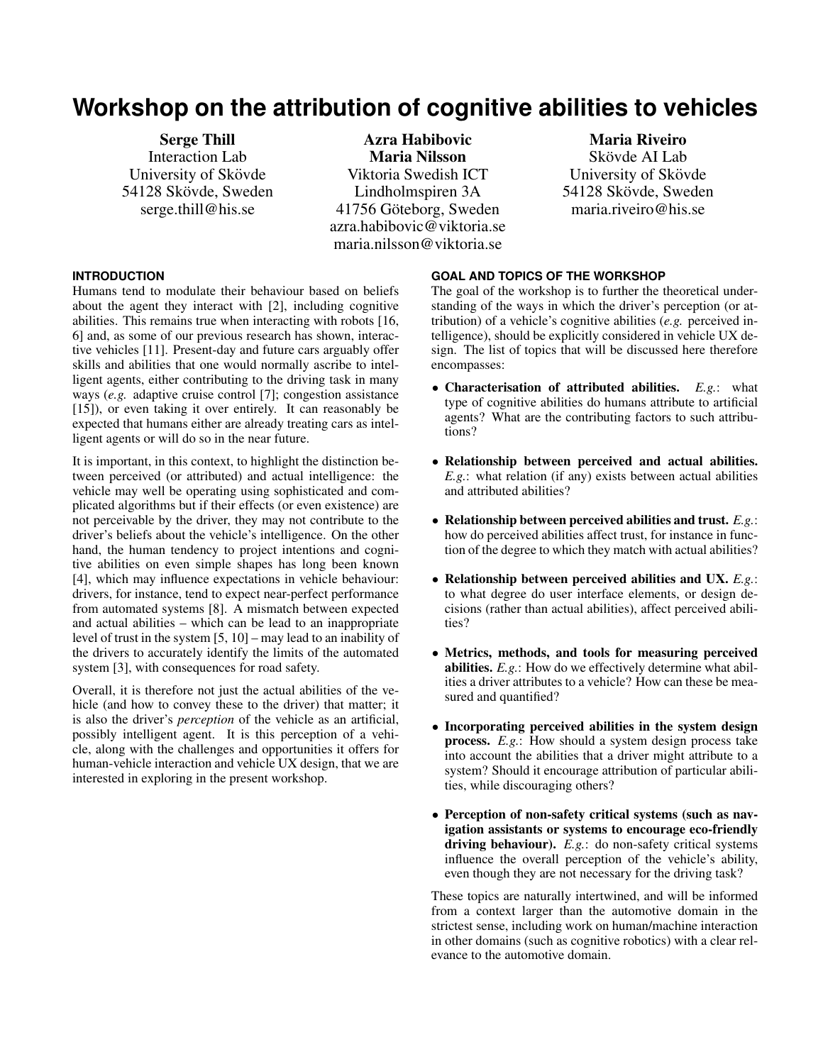# Workshop on the attribution of cognitive abilities to vehicles

**Serge Thill**
Interaction Lab
University of Skövde
54128 Skövde, Sweden
serge.thill@his.se

**Azra Habibovic**
**Maria Nilsson**
Viktoria Swedish ICT
Lindholmspiren 3A
41756 Göteborg, Sweden
azra.habibovic@viktoria.se
maria.nilsson@viktoria.se

**Maria Riveiro**
Skövde AI Lab
University of Skövde
54128 Skövde, Sweden
maria.riveiro@his.se

## INTRODUCTION

Humans tend to modulate their behaviour based on beliefs about the agent they interact with [2], including cognitive abilities. This remains true when interacting with robots [16, 6] and, as some of our previous research has shown, interactive vehicles [11]. Present-day and future cars arguably offer skills and abilities that one would normally ascribe to intelligent agents, either contributing to the driving task in many ways (*e.g.* adaptive cruise control [7]; congestion assistance [15]), or even taking it over entirely. It can reasonably be expected that humans either are already treating cars as intelligent agents or will do so in the near future.

It is important, in this context, to highlight the distinction between perceived (or attributed) and actual intelligence: the vehicle may well be operating using sophisticated and complicated algorithms but if their effects (or even existence) are not perceivable by the driver, they may not contribute to the driver's beliefs about the vehicle's intelligence. On the other hand, the human tendency to project intentions and cognitive abilities on even simple shapes has long been known [4], which may influence expectations in vehicle behaviour: drivers, for instance, tend to expect near-perfect performance from automated systems [8]. A mismatch between expected and actual abilities – which can be lead to an inappropriate level of trust in the system [5, 10] – may lead to an inability of the drivers to accurately identify the limits of the automated system [3], with consequences for road safety.

Overall, it is therefore not just the actual abilities of the vehicle (and how to convey these to the driver) that matter; it is also the driver's *perception* of the vehicle as an artificial, possibly intelligent agent. It is this perception of a vehicle, along with the challenges and opportunities it offers for human-vehicle interaction and vehicle UX design, that we are interested in exploring in the present workshop.

## GOAL AND TOPICS OF THE WORKSHOP

The goal of the workshop is to further the theoretical understanding of the ways in which the driver's perception (or attribution) of a vehicle's cognitive abilities (*e.g.* perceived intelligence), should be explicitly considered in vehicle UX design. The list of topics that will be discussed here therefore encompasses:

- **Characterisation of attributed abilities.** *E.g.*: what type of cognitive abilities do humans attribute to artificial agents? What are the contributing factors to such attributions?
- **Relationship between perceived and actual abilities.** *E.g.*: what relation (if any) exists between actual abilities and attributed abilities?
- **Relationship between perceived abilities and trust.** *E.g.*: how do perceived abilities affect trust, for instance in function of the degree to which they match with actual abilities?
- **Relationship between perceived abilities and UX.** *E.g.*: to what degree do user interface elements, or design decisions (rather than actual abilities), affect perceived abilities?
- **Metrics, methods, and tools for measuring perceived abilities.** *E.g.*: How do we effectively determine what abilities a driver attributes to a vehicle? How can these be measured and quantified?
- **Incorporating perceived abilities in the system design process.** *E.g.*: How should a system design process take into account the abilities that a driver might attribute to a system? Should it encourage attribution of particular abilities, while discouraging others?
- **Perception of non-safety critical systems (such as navigation assistants or systems to encourage eco-friendly driving behaviour).** *E.g.*: do non-safety critical systems influence the overall perception of the vehicle's ability, even though they are not necessary for the driving task?

These topics are naturally intertwined, and will be informed from a context larger than the automotive domain in the strictest sense, including work on human/machine interaction in other domains (such as cognitive robotics) with a clear relevance to the automotive domain.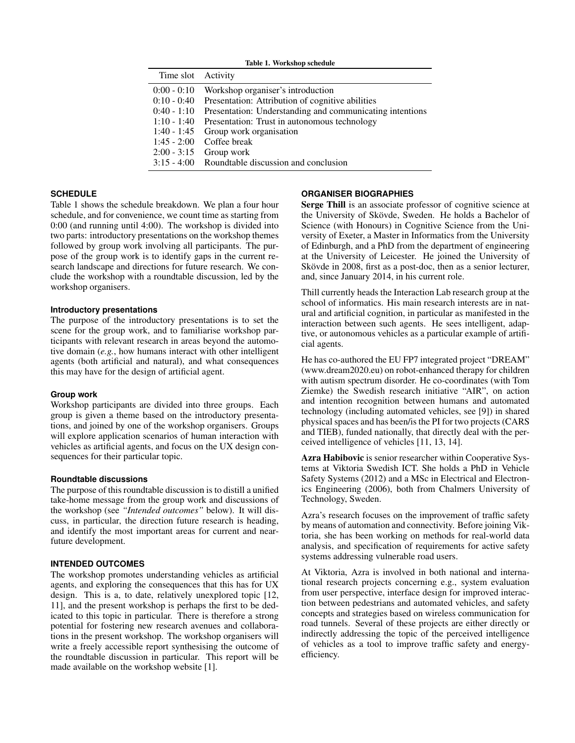Table 1. Workshop schedule

| Time slot | Activity |
|---|---|
| 0:00 - 0:10 | Workshop organiser's introduction |
| 0:10 - 0:40 | Presentation: Attribution of cognitive abilities |
| 0:40 - 1:10 | Presentation: Understanding and communicating intentions |
| 1:10 - 1:40 | Presentation: Trust in autonomous technology |
| 1:40 - 1:45 | Group work organisation |
| 1:45 - 2:00 | Coffee break |
| 2:00 - 3:15 | Group work |
| 3:15 - 4:00 | Roundtable discussion and conclusion |

## SCHEDULE

Table 1 shows the schedule breakdown. We plan a four hour schedule, and for convenience, we count time as starting from 0:00 (and running until 4:00). The workshop is divided into two parts: introductory presentations on the workshop themes followed by group work involving all participants. The purpose of the group work is to identify gaps in the current research landscape and directions for future research. We conclude the workshop with a roundtable discussion, led by the workshop organisers.

### Introductory presentations

The purpose of the introductory presentations is to set the scene for the group work, and to familiarise workshop participants with relevant research in areas beyond the automotive domain (*e.g.*, how humans interact with other intelligent agents (both artificial and natural), and what consequences this may have for the design of artificial agent.

### Group work

Workshop participants are divided into three groups. Each group is given a theme based on the introductory presentations, and joined by one of the workshop organisers. Groups will explore application scenarios of human interaction with vehicles as artificial agents, and focus on the UX design consequences for their particular topic.

### Roundtable discussions

The purpose of this roundtable discussion is to distill a unified take-home message from the group work and discussions of the workshop (see *"Intended outcomes"* below). It will discuss, in particular, the direction future research is heading, and identify the most important areas for current and near-future development.

## INTENDED OUTCOMES

The workshop promotes understanding vehicles as artificial agents, and exploring the consequences that this has for UX design. This is a, to date, relatively unexplored topic [12, 11], and the present workshop is perhaps the first to be dedicated to this topic in particular. There is therefore a strong potential for fostering new research avenues and collaborations in the present workshop. The workshop organisers will write a freely accessible report synthesising the outcome of the roundtable discussion in particular. This report will be made available on the workshop website [1].

## ORGANISER BIOGRAPHIES

**Serge Thill** is an associate professor of cognitive science at the University of Skövde, Sweden. He holds a Bachelor of Science (with Honours) in Cognitive Science from the University of Exeter, a Master in Informatics from the University of Edinburgh, and a PhD from the department of engineering at the University of Leicester. He joined the University of Skövde in 2008, first as a post-doc, then as a senior lecturer, and, since January 2014, in his current role.

Thill currently heads the Interaction Lab research group at the school of informatics. His main research interests are in natural and artificial cognition, in particular as manifested in the interaction between such agents. He sees intelligent, adaptive, or autonomous vehicles as a particular example of artificial agents.

He has co-authored the EU FP7 integrated project "DREAM" (www.dream2020.eu) on robot-enhanced therapy for children with autism spectrum disorder. He co-coordinates (with Tom Ziemke) the Swedish research initiative "AIR", on action and intention recognition between humans and automated technology (including automated vehicles, see [9]) in shared physical spaces and has been/is the PI for two projects (CARS and TIEB), funded nationally, that directly deal with the perceived intelligence of vehicles [11, 13, 14].

**Azra Habibovic** is senior researcher within Cooperative Systems at Viktoria Swedish ICT. She holds a PhD in Vehicle Safety Systems (2012) and a MSc in Electrical and Electronics Engineering (2006), both from Chalmers University of Technology, Sweden.

Azra's research focuses on the improvement of traffic safety by means of automation and connectivity. Before joining Viktoria, she has been working on methods for real-world data analysis, and specification of requirements for active safety systems addressing vulnerable road users.

At Viktoria, Azra is involved in both national and international research projects concerning e.g., system evaluation from user perspective, interface design for improved interaction between pedestrians and automated vehicles, and safety concepts and strategies based on wireless communication for road tunnels. Several of these projects are either directly or indirectly addressing the topic of the perceived intelligence of vehicles as a tool to improve traffic safety and energy-efficiency.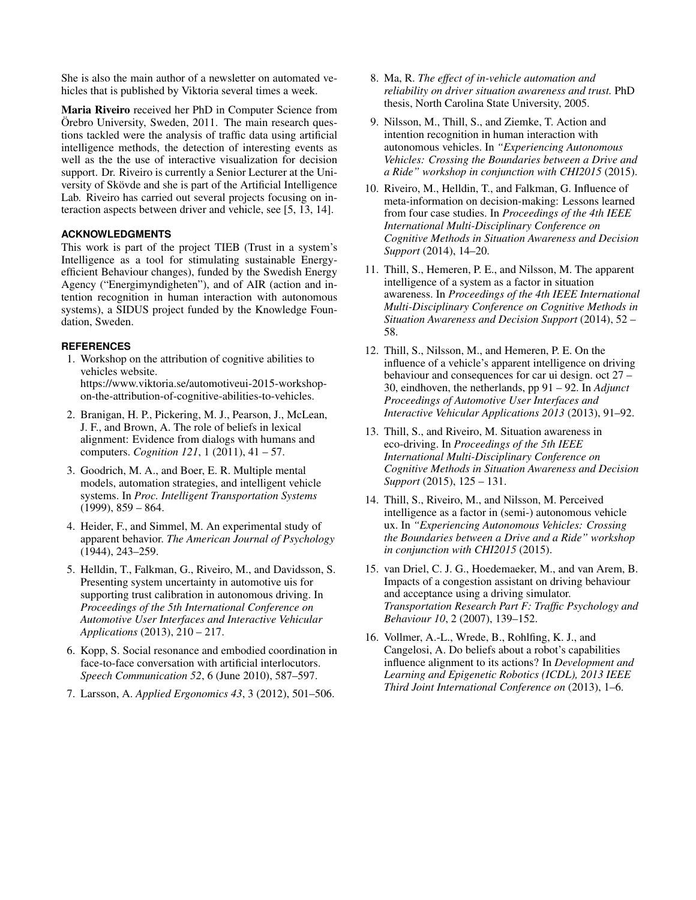She is also the main author of a newsletter on automated vehicles that is published by Viktoria several times a week.

**Maria Riveiro** received her PhD in Computer Science from Örebro University, Sweden, 2011. The main research questions tackled were the analysis of traffic data using artificial intelligence methods, the detection of interesting events as well as the the use of interactive visualization for decision support. Dr. Riveiro is currently a Senior Lecturer at the University of Skövde and she is part of the Artificial Intelligence Lab. Riveiro has carried out several projects focusing on interaction aspects between driver and vehicle, see [5, 13, 14].

## ACKNOWLEDGMENTS

This work is part of the project TIEB (Trust in a system's Intelligence as a tool for stimulating sustainable Energy-efficient Behaviour changes), funded by the Swedish Energy Agency ("Energimyndigheten"), and of AIR (action and intention recognition in human interaction with autonomous systems), a SIDUS project funded by the Knowledge Foundation, Sweden.

## REFERENCES

1. Workshop on the attribution of cognitive abilities to vehicles website. https://www.viktoria.se/automotiveui-2015-workshop-on-the-attribution-of-cognitive-abilities-to-vehicles.
2. Branigan, H. P., Pickering, M. J., Pearson, J., McLean, J. F., and Brown, A. The role of beliefs in lexical alignment: Evidence from dialogs with humans and computers. *Cognition 121*, 1 (2011), 41 – 57.
3. Goodrich, M. A., and Boer, E. R. Multiple mental models, automation strategies, and intelligent vehicle systems. In *Proc. Intelligent Transportation Systems* (1999), 859 – 864.
4. Heider, F., and Simmel, M. An experimental study of apparent behavior. *The American Journal of Psychology* (1944), 243–259.
5. Helldin, T., Falkman, G., Riveiro, M., and Davidsson, S. Presenting system uncertainty in automotive uis for supporting trust calibration in autonomous driving. In *Proceedings of the 5th International Conference on Automotive User Interfaces and Interactive Vehicular Applications* (2013), 210 – 217.
6. Kopp, S. Social resonance and embodied coordination in face-to-face conversation with artificial interlocutors. *Speech Communication 52*, 6 (June 2010), 587–597.
7. Larsson, A. *Applied Ergonomics 43*, 3 (2012), 501–506.
8. Ma, R. *The effect of in-vehicle automation and reliability on driver situation awareness and trust.* PhD thesis, North Carolina State University, 2005.
9. Nilsson, M., Thill, S., and Ziemke, T. Action and intention recognition in human interaction with autonomous vehicles. In *"Experiencing Autonomous Vehicles: Crossing the Boundaries between a Drive and a Ride" workshop in conjunction with CHI2015* (2015).
10. Riveiro, M., Helldin, T., and Falkman, G. Influence of meta-information on decision-making: Lessons learned from four case studies. In *Proceedings of the 4th IEEE International Multi-Disciplinary Conference on Cognitive Methods in Situation Awareness and Decision Support* (2014), 14–20.
11. Thill, S., Hemeren, P. E., and Nilsson, M. The apparent intelligence of a system as a factor in situation awareness. In *Proceedings of the 4th IEEE International Multi-Disciplinary Conference on Cognitive Methods in Situation Awareness and Decision Support* (2014), 52 – 58.
12. Thill, S., Nilsson, M., and Hemeren, P. E. On the influence of a vehicle's apparent intelligence on driving behaviour and consequences for car ui design. oct 27 – 30, eindhoven, the netherlands, pp 91 – 92. In *Adjunct Proceedings of Automotive User Interfaces and Interactive Vehicular Applications 2013* (2013), 91–92.
13. Thill, S., and Riveiro, M. Situation awareness in eco-driving. In *Proceedings of the 5th IEEE International Multi-Disciplinary Conference on Cognitive Methods in Situation Awareness and Decision Support* (2015), 125 – 131.
14. Thill, S., Riveiro, M., and Nilsson, M. Perceived intelligence as a factor in (semi-) autonomous vehicle ux. In *"Experiencing Autonomous Vehicles: Crossing the Boundaries between a Drive and a Ride" workshop in conjunction with CHI2015* (2015).
15. van Driel, C. J. G., Hoedemaeker, M., and van Arem, B. Impacts of a congestion assistant on driving behaviour and acceptance using a driving simulator. *Transportation Research Part F: Traffic Psychology and Behaviour 10*, 2 (2007), 139–152.
16. Vollmer, A.-L., Wrede, B., Rohlfing, K. J., and Cangelosi, A. Do beliefs about a robot's capabilities influence alignment to its actions? In *Development and Learning and Epigenetic Robotics (ICDL), 2013 IEEE Third Joint International Conference on* (2013), 1–6.